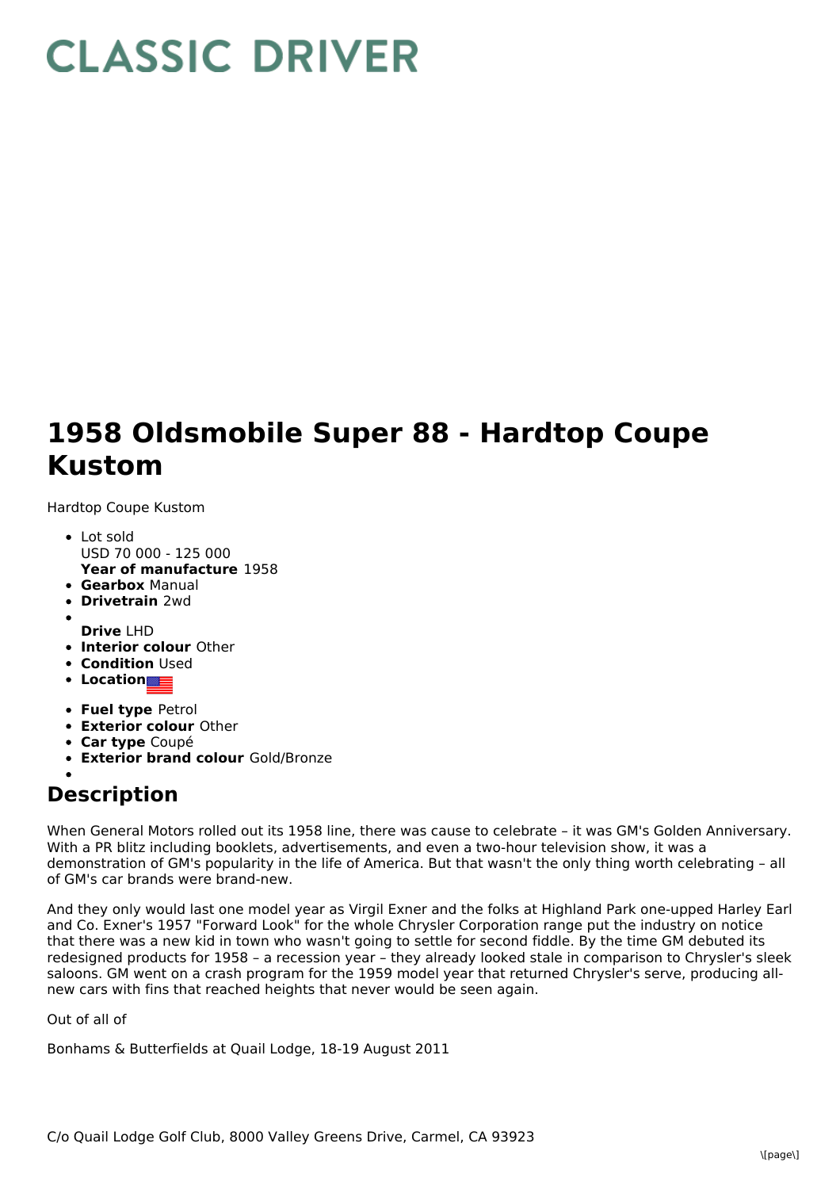# CLASSIC DRIVER

# 1958 Oldsmobile Super 88 - Hardtop Coupe Kustom

Hardtop Coupe Kustom

- Lot sold
  USD 70 000 - 125 000
  **Year of manufacture** 1958
- **Gearbox** Manual
- **Drivetrain** 2wd
- 
  **Drive** LHD
- **Interior colour** Other
- **Condition** Used
- **Location**
- **Fuel type** Petrol
- **Exterior colour** Other
- **Car type** Coupé
- **Exterior brand colour** Gold/Bronze
- 

## Description

When General Motors rolled out its 1958 line, there was cause to celebrate – it was GM's Golden Anniversary. With a PR blitz including booklets, advertisements, and even a two-hour television show, it was a demonstration of GM's popularity in the life of America. But that wasn't the only thing worth celebrating – all of GM's car brands were brand-new.

And they only would last one model year as Virgil Exner and the folks at Highland Park one-upped Harley Earl and Co. Exner's 1957 "Forward Look" for the whole Chrysler Corporation range put the industry on notice that there was a new kid in town who wasn't going to settle for second fiddle. By the time GM debuted its redesigned products for 1958 – a recession year – they already looked stale in comparison to Chrysler's sleek saloons. GM went on a crash program for the 1959 model year that returned Chrysler's serve, producing all-new cars with fins that reached heights that never would be seen again.

Out of all of

Bonhams & Butterfields at Quail Lodge, 18-19 August 2011

C/o Quail Lodge Golf Club, 8000 Valley Greens Drive, Carmel, CA 93923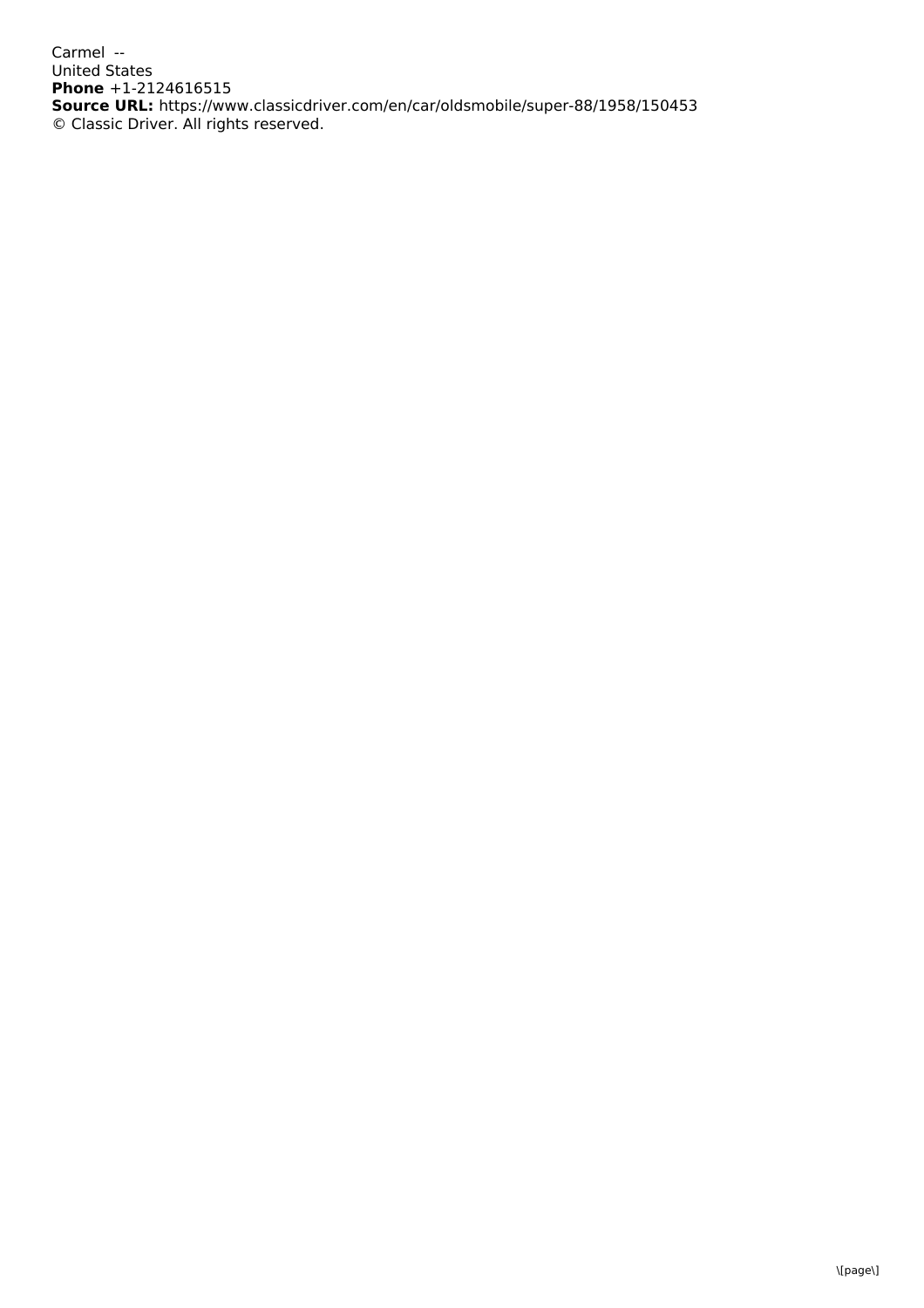Carmel --
United States
**Phone** +1-2124616515
**Source URL:** https://www.classicdriver.com/en/car/oldsmobile/super-88/1958/150453
© Classic Driver. All rights reserved.